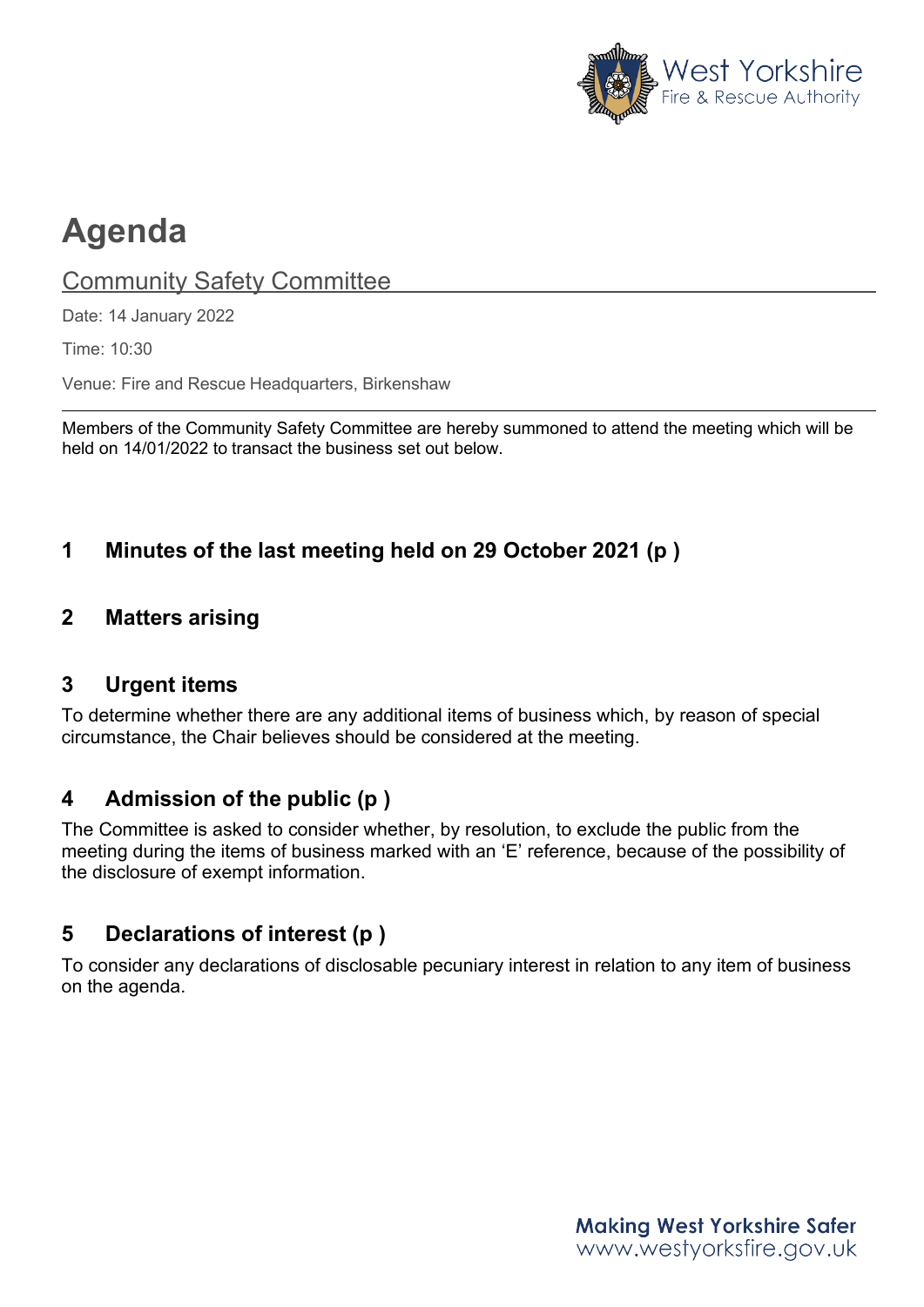# Agenda

## Community Safety Committee

Date: 14 January 2022

Time: 10:30

Venue: Fire and Rescue Headquarters, Birkenshaw

---

Members of the Community Safety Committee are hereby summoned to attend the meeting which will be held on 14/01/2022 to transact the business set out below.

### 1 Minutes of the last meeting held on 29 October 2021 (p )

### 2 Matters arising

### 3 Urgent items

To determine whether there are any additional items of business which, by reason of special circumstance, the Chair believes should be considered at the meeting.

### 4 Admission of the public (p )

The Committee is asked to consider whether, by resolution, to exclude the public from the meeting during the items of business marked with an 'E' reference, because of the possibility of the disclosure of exempt information.

### 5 Declarations of interest (p )

To consider any declarations of disclosable pecuniary interest in relation to any item of business on the agenda.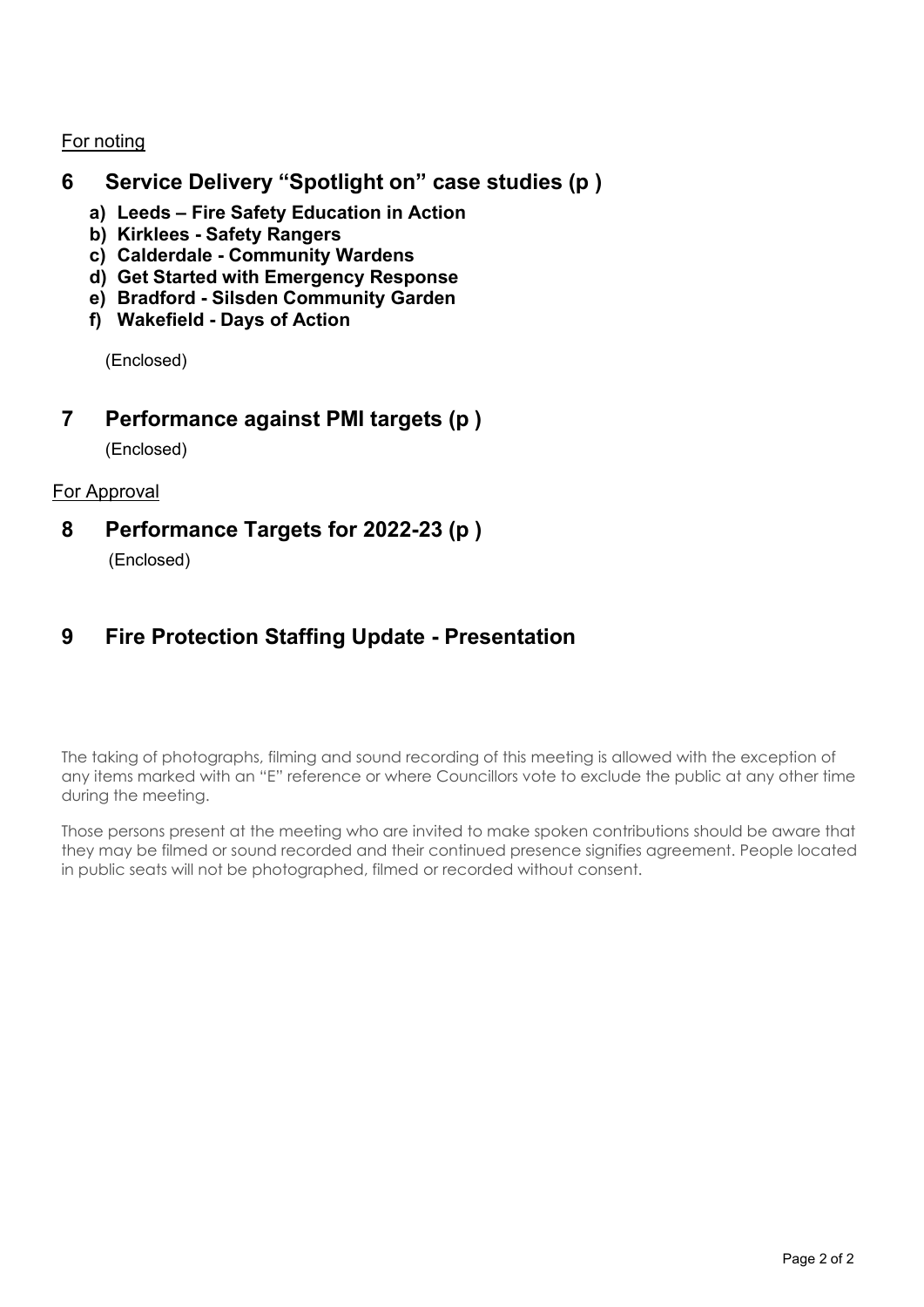For noting

## 6 Service Delivery "Spotlight on" case studies (p )

- **a) Leeds – Fire Safety Education in Action**
- **b) Kirklees - Safety Rangers**
- **c) Calderdale - Community Wardens**
- **d) Get Started with Emergency Response**
- **e) Bradford - Silsden Community Garden**
- **f) Wakefield - Days of Action**

(Enclosed)

## 7 Performance against PMI targets (p )

(Enclosed)

For Approval

## 8 Performance Targets for 2022-23 (p )

(Enclosed)

## 9 Fire Protection Staffing Update - Presentation

The taking of photographs, filming and sound recording of this meeting is allowed with the exception of any items marked with an "E" reference or where Councillors vote to exclude the public at any other time during the meeting.

Those persons present at the meeting who are invited to make spoken contributions should be aware that they may be filmed or sound recorded and their continued presence signifies agreement. People located in public seats will not be photographed, filmed or recorded without consent.